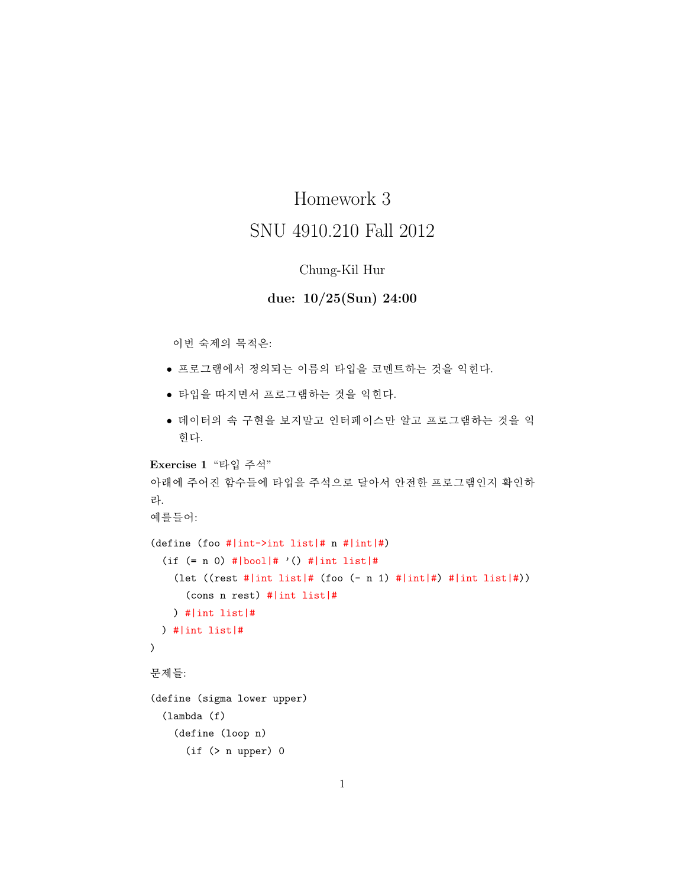# Homework 3

# SNU 4910.210 Fall 2012

Chung-Kil Hur

**due: 10/25(Sun) 24:00**

이번 숙제의 목적은:

- 프로그램에서 정의되는 이름의 타입을 코멘트하는 것을 익힌다.
- 타입을 따지면서 프로그램하는 것을 익힌다.
- 데이터의 속 구현을 보지말고 인터페이스만 알고 프로그램하는 것을 익힌다.

**Exercise 1** "타입 주석"
아래에 주어진 함수들에 타입을 주석으로 달아서 안전한 프로그램인지 확인하라.
예를들어:

```
(define (foo #|int->int list|# n #|int|#)
  (if (= n 0) #|bool|# '() #|int list|#
    (let ((rest #|int list|# (foo (- n 1) #|int|#) #|int list|#))
      (cons n rest) #|int list|#
    ) #|int list|#
  ) #|int list|#
)
```

문제들:

```
(define (sigma lower upper)
  (lambda (f)
    (define (loop n)
      (if (> n upper) 0
```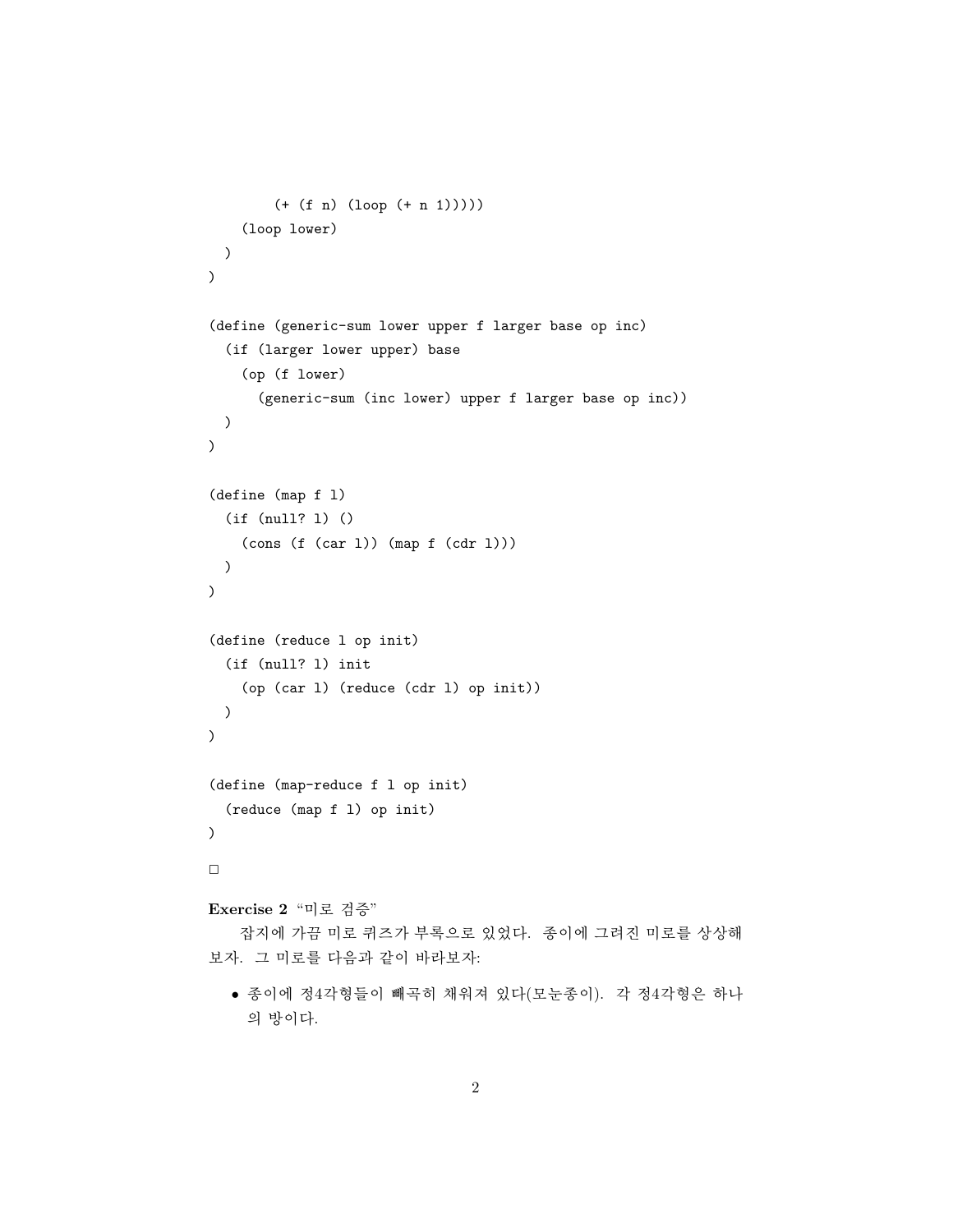```
        (+ (f n) (loop (+ n 1)))))
    (loop lower)
  )
)

(define (generic-sum lower upper f larger base op inc)
  (if (larger lower upper) base
    (op (f lower)
      (generic-sum (inc lower) upper f larger base op inc))
  )
)

(define (map f l)
  (if (null? l) ()
    (cons (f (car l)) (map f (cdr l)))
  )
)

(define (reduce l op init)
  (if (null? l) init
    (op (car l) (reduce (cdr l) op init))
  )
)

(define (map-reduce f l op init)
  (reduce (map f l) op init)
)
```

□

**Exercise 2** "미로 검증"

잡지에 가끔 미로 퀴즈가 부록으로 있었다. 종이에 그려진 미로를 상상해보자. 그 미로를 다음과 같이 바라보자:

- 종이에 정4각형들이 빼곡히 채워져 있다(모눈종이). 각 정4각형은 하나의 방이다.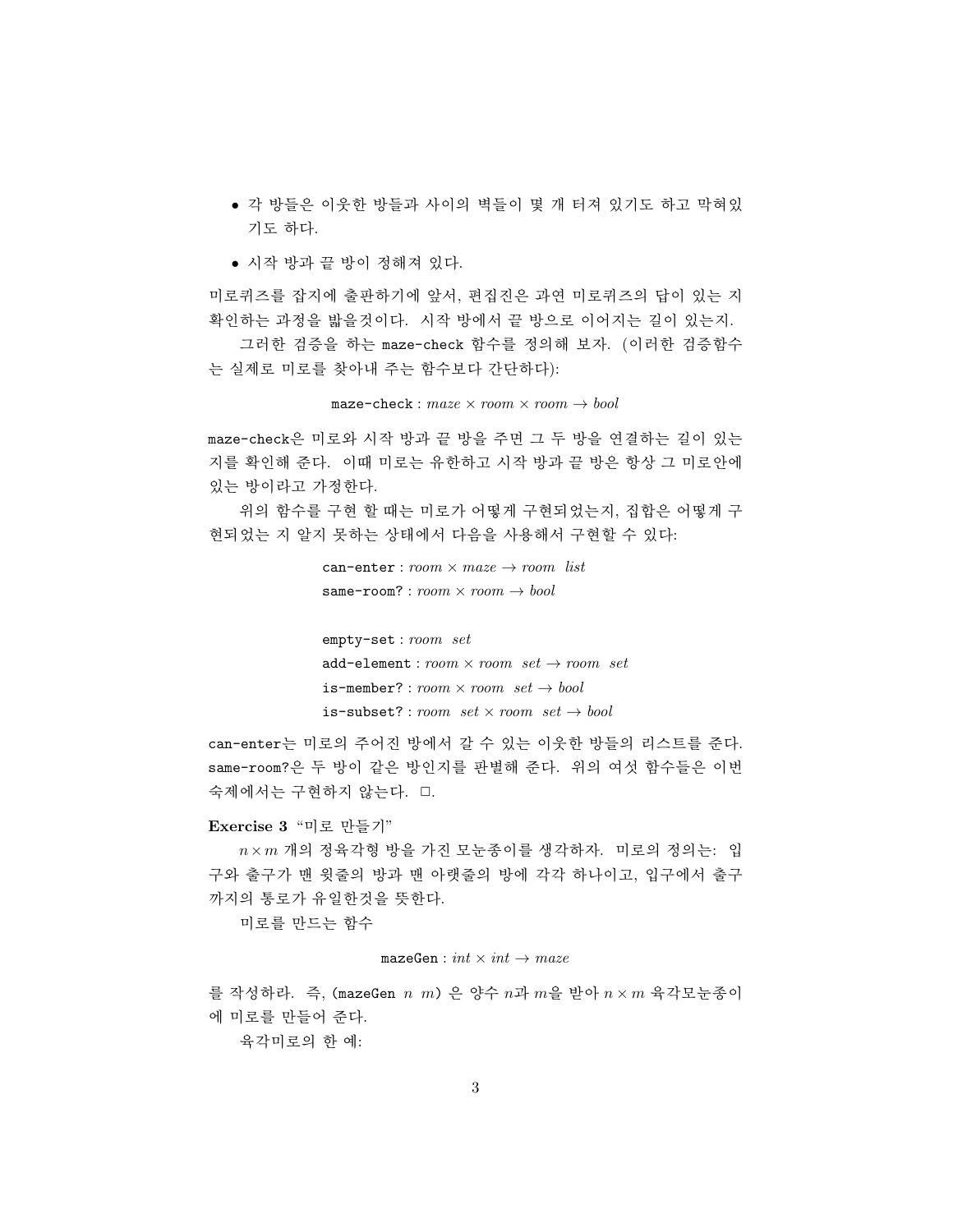- 각 방들은 이웃한 방들과 사이의 벽들이 몇 개 터져 있기도 하고 막혀있기도 하다.
- 시작 방과 끝 방이 정해져 있다.

미로퀴즈를 잡지에 출판하기에 앞서, 편집진은 과연 미로퀴즈의 답이 있는 지 확인하는 과정을 밟을것이다. 시작 방에서 끝 방으로 이어지는 길이 있는지.

그러한 검증을 하는 maze-check 함수를 정의해 보자. (이러한 검증함수는 실제로 미로를 찾아내 주는 함수보다 간단하다):

$$\texttt{maze-check} : maze \times room \times room \rightarrow bool$$

maze-check은 미로와 시작 방과 끝 방을 주면 그 두 방을 연결하는 길이 있는 지를 확인해 준다. 이때 미로는 유한하고 시작 방과 끝 방은 항상 그 미로안에 있는 방이라고 가정한다.

위의 함수를 구현 할 때는 미로가 어떻게 구현되었는지, 집합은 어떻게 구현되었는 지 알지 못하는 상태에서 다음을 사용해서 구현할 수 있다:

$$\texttt{can-enter} : room \times maze \rightarrow room\ \ list$$
$$\texttt{same-room?} : room \times room \rightarrow bool$$

$$\texttt{empty-set} : room\ \ set$$
$$\texttt{add-element} : room \times room\ \ set \rightarrow room\ \ set$$
$$\texttt{is-member?} : room \times room\ \ set \rightarrow bool$$
$$\texttt{is-subset?} : room\ \ set \times room\ \ set \rightarrow bool$$

can-enter는 미로의 주어진 방에서 갈 수 있는 이웃한 방들의 리스트를 준다. same-room?은 두 방이 같은 방인지를 판별해 준다. 위의 여섯 함수들은 이번 숙제에서는 구현하지 않는다. □.

**Exercise 3** "미로 만들기"

$n \times m$ 개의 정육각형 방을 가진 모눈종이를 생각하자. 미로의 정의는: 입구와 출구가 맨 윗줄의 방과 맨 아랫줄의 방에 각각 하나이고, 입구에서 출구까지의 통로가 유일한것을 뜻한다.

미로를 만드는 함수

$$\texttt{mazeGen} : int \times int \rightarrow maze$$

를 작성하라. 즉, (mazeGen $n$ $m$) 은 양수 $n$과 $m$을 받아 $n \times m$ 육각모눈종이에 미로를 만들어 준다.

육각미로의 한 예: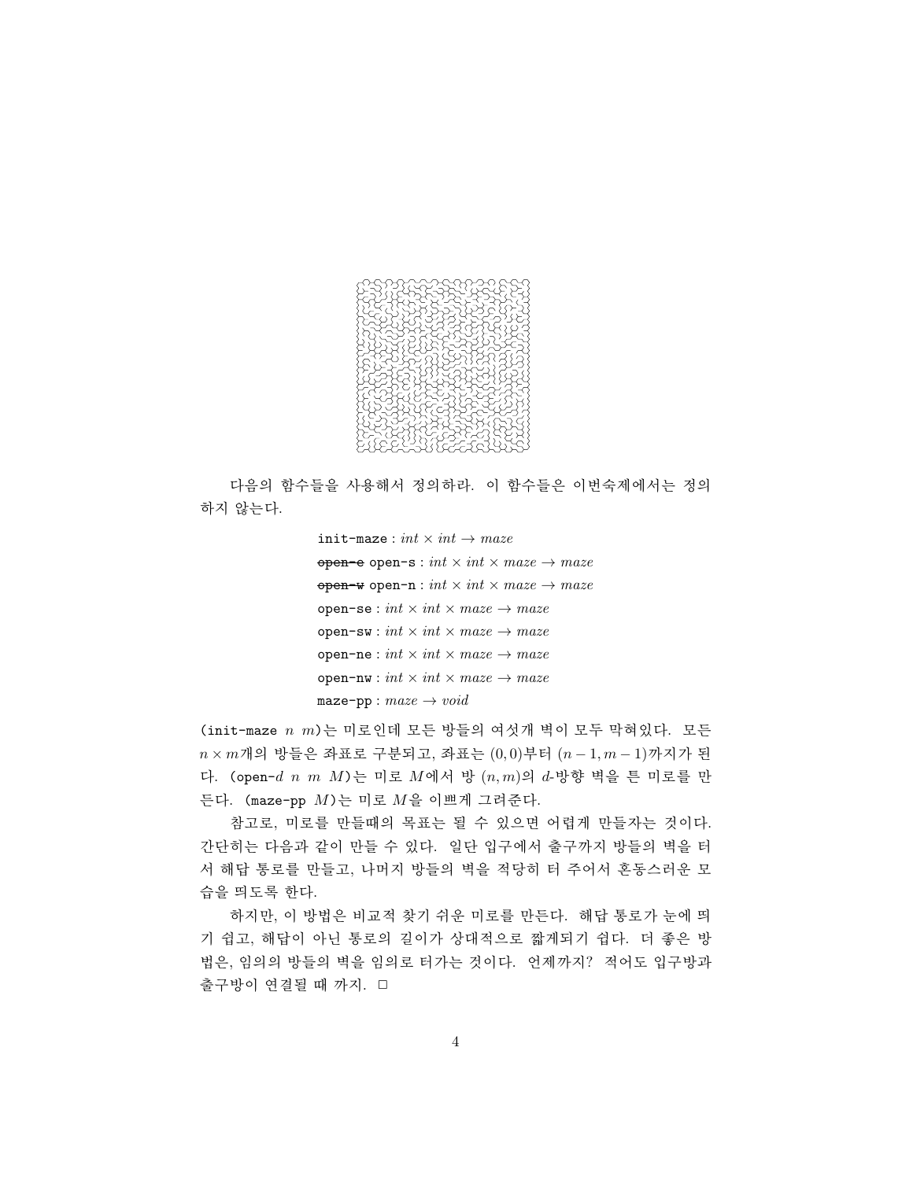다음의 함수들을 사용해서 정의하라. 이 함수들은 이번숙제에서는 정의하지 않는다.

- `init-maze` : $int \times int \rightarrow maze$
- ~~`open-e`~~ `open-s` : $int \times int \times maze \rightarrow maze$
- ~~`open-w`~~ `open-n` : $int \times int \times maze \rightarrow maze$
- `open-se` : $int \times int \times maze \rightarrow maze$
- `open-sw` : $int \times int \times maze \rightarrow maze$
- `open-ne` : $int \times int \times maze \rightarrow maze$
- `open-nw` : $int \times int \times maze \rightarrow maze$
- `maze-pp` : $maze \rightarrow void$

(`init-maze` $n$ $m$)는 미로인데 모든 방들의 여섯개 벽이 모두 막혀있다. 모든 $n \times m$개의 방들은 좌표로 구분되고, 좌표는 $(0,0)$부터 $(n-1, m-1)$까지가 된다. (`open-`$d$ $n$ $m$ $M$)는 미로 $M$에서 방 $(n,m)$의 $d$-방향 벽을 튼 미로를 만든다. (`maze-pp` $M$)는 미로 $M$을 이쁘게 그려준다.

참고로, 미로를 만들때의 목표는 될 수 있으면 어렵게 만들자는 것이다. 간단히는 다음과 같이 만들 수 있다. 일단 입구에서 출구까지 방들의 벽을 터서 해답 통로를 만들고, 나머지 방들의 벽을 적당히 터 주어서 혼동스러운 모습을 띄도록 한다.

하지만, 이 방법은 비교적 찾기 쉬운 미로를 만든다. 해답 통로가 눈에 띄기 쉽고, 해답이 아닌 통로의 길이가 상대적으로 짧게되기 쉽다. 더 좋은 방법은, 임의의 방들의 벽을 임의로 터가는 것이다. 언제까지? 적어도 입구방과 출구방이 연결될 때 까지. □